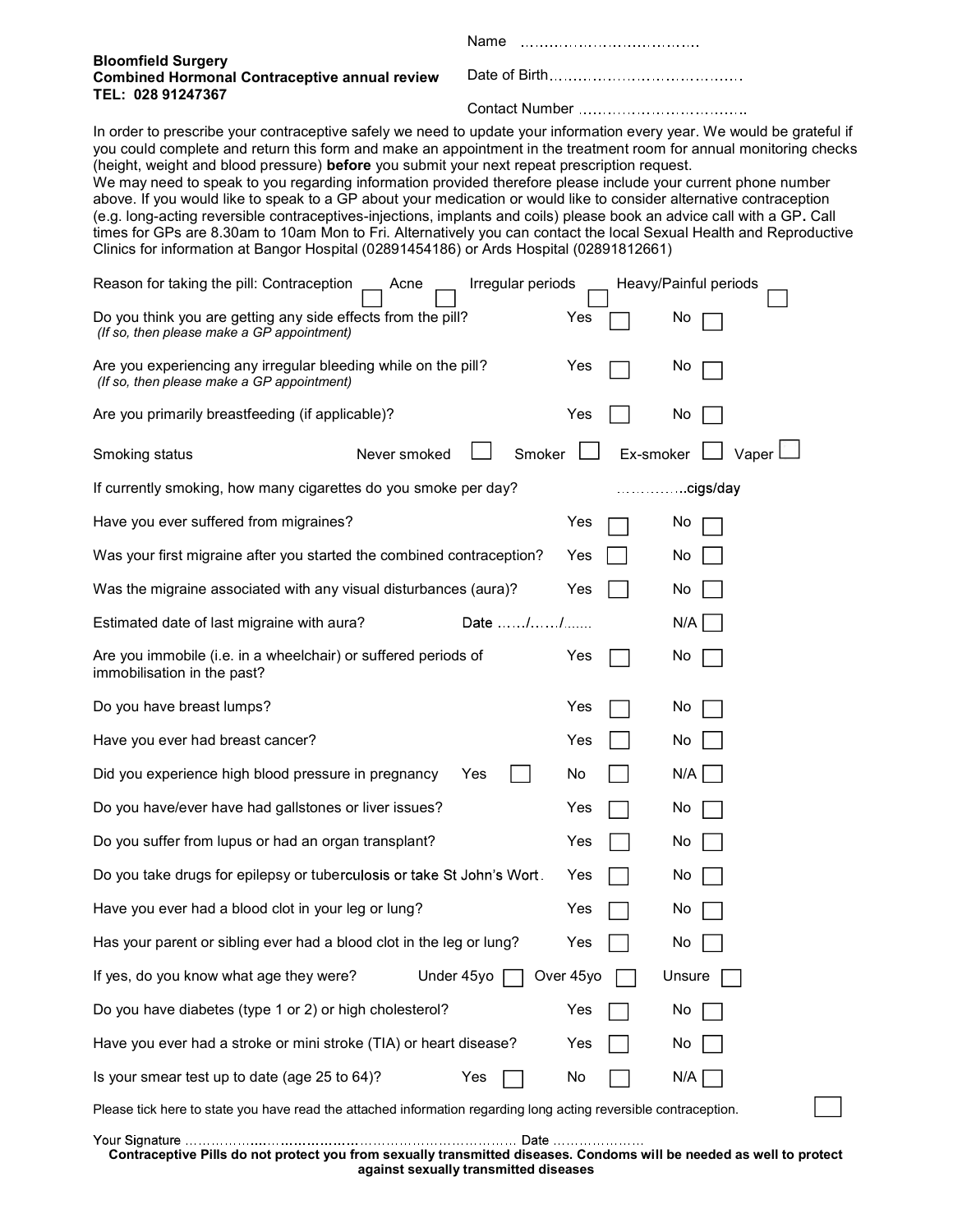**Bloomfield Surgery**
**Combined Hormonal Contraceptive annual review**
**TEL: 028 91247367**

Name ………………………………

Date of Birth……………………………………

Contact Number ……………………………….

In order to prescribe your contraceptive safely we need to update your information every year. We would be grateful if you could complete and return this form and make an appointment in the treatment room for annual monitoring checks (height, weight and blood pressure) **before** you submit your next repeat prescription request.
We may need to speak to you regarding information provided therefore please include your current phone number above. If you would like to speak to a GP about your medication or would like to consider alternative contraception (e.g. long-acting reversible contraceptives-injections, implants and coils) please book an advice call with a GP**.** Call times for GPs are 8.30am to 10am Mon to Fri. Alternatively you can contact the local Sexual Health and Reproductive Clinics for information at Bangor Hospital (02891454186) or Ards Hospital (02891812661)

Reason for taking the pill: Contraception ☐ Acne ☐ Irregular periods ☐ Heavy/Painful periods ☐

Do you think you are getting any side effects from the pill? Yes ☐ No ☐
*(If so, then please make a GP appointment)*

Are you experiencing any irregular bleeding while on the pill? Yes ☐ No ☐
*(If so, then please make a GP appointment)*

Are you primarily breastfeeding (if applicable)? Yes ☐ No ☐

Smoking status Never smoked ☐ Smoker ☐ Ex-smoker ☐ Vaper ☐

If currently smoking, how many cigarettes do you smoke per day? ……………cigs/day

Have you ever suffered from migraines? Yes ☐ No ☐

Was your first migraine after you started the combined contraception? Yes ☐ No ☐

Was the migraine associated with any visual disturbances (aura)? Yes ☐ No ☐

Estimated date of last migraine with aura? Date ……/……/……. N/A ☐

Are you immobile (i.e. in a wheelchair) or suffered periods of immobilisation in the past? Yes ☐ No ☐

Do you have breast lumps? Yes ☐ No ☐

Have you ever had breast cancer? Yes ☐ No ☐

Did you experience high blood pressure in pregnancy Yes ☐ No ☐ N/A ☐

Do you have/ever have had gallstones or liver issues? Yes ☐ No ☐

Do you suffer from lupus or had an organ transplant? Yes ☐ No ☐

Do you take drugs for epilepsy or tuberculosis or take St John's Wort. Yes ☐ No ☐

Have you ever had a blood clot in your leg or lung? Yes ☐ No ☐

Has your parent or sibling ever had a blood clot in the leg or lung? Yes ☐ No ☐

If yes, do you know what age they were? Under 45yo ☐ Over 45yo ☐ Unsure ☐

Do you have diabetes (type 1 or 2) or high cholesterol? Yes ☐ No ☐

Have you ever had a stroke or mini stroke (TIA) or heart disease? Yes ☐ No ☐

Is your smear test up to date (age 25 to 64)? Yes ☐ No ☐ N/A ☐

Please tick here to state you have read the attached information regarding long acting reversible contraception. ☐

Your Signature ………………………………………………………………… Date …………………

**Contraceptive Pills do not protect you from sexually transmitted diseases. Condoms will be needed as well to protect against sexually transmitted diseases**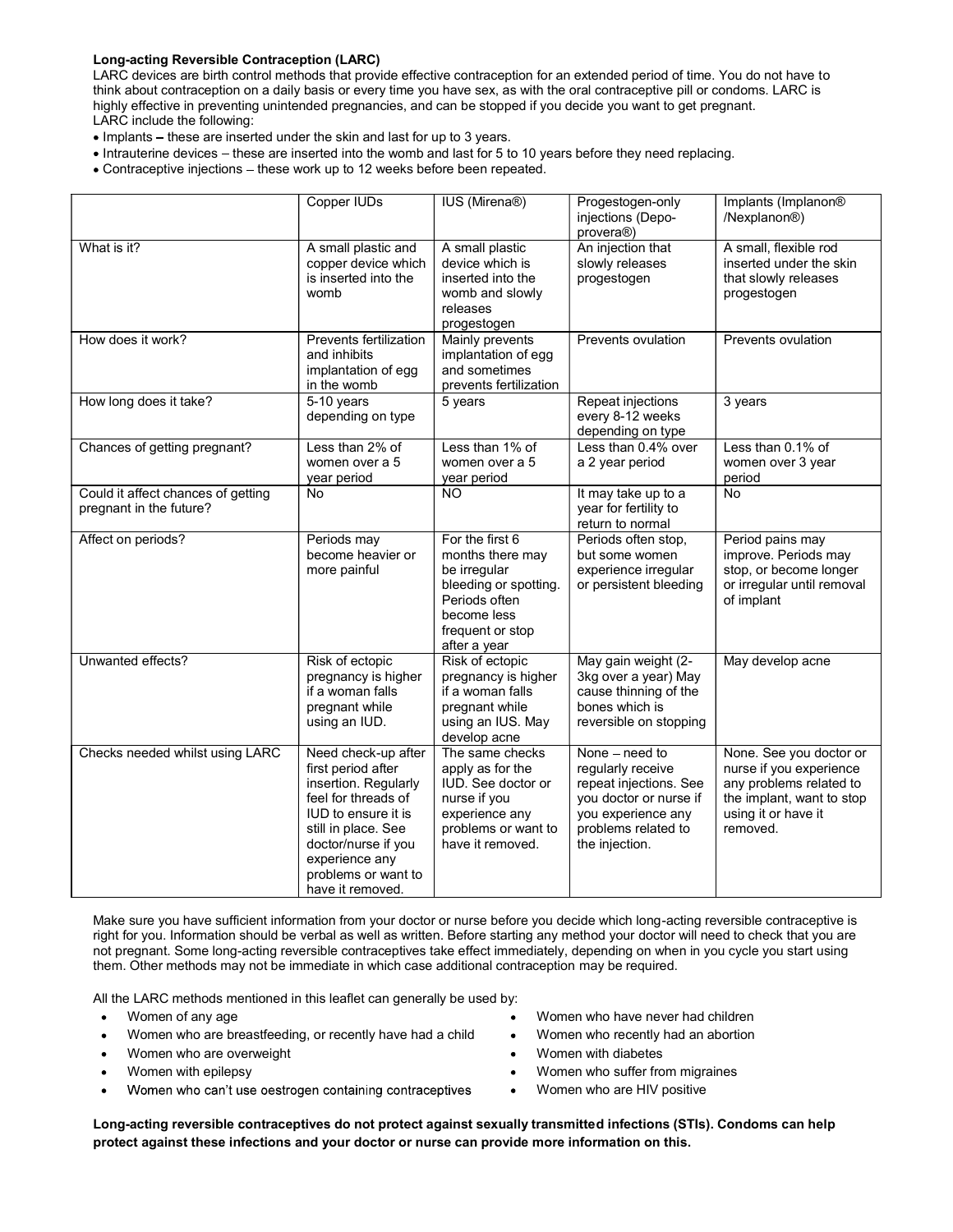**Long-acting Reversible Contraception (LARC)**

LARC devices are birth control methods that provide effective contraception for an extended period of time. You do not have to think about contraception on a daily basis or every time you have sex, as with the oral contraceptive pill or condoms. LARC is highly effective in preventing unintended pregnancies, and can be stopped if you decide you want to get pregnant.
LARC include the following:

- Implants – these are inserted under the skin and last for up to 3 years.
- Intrauterine devices – these are inserted into the womb and last for 5 to 10 years before they need replacing.
- Contraceptive injections – these work up to 12 weeks before been repeated.

| | Copper IUDs | IUS (Mirena®) | Progestogen-only injections (Depo-provera®) | Implants (Implanon® /Nexplanon®) |
|---|---|---|---|---|
| What is it? | A small plastic and copper device which is inserted into the womb | A small plastic device which is inserted into the womb and slowly releases progestogen | An injection that slowly releases progestogen | A small, flexible rod inserted under the skin that slowly releases progestogen |
| How does it work? | Prevents fertilization and inhibits implantation of egg in the womb | Mainly prevents implantation of egg and sometimes prevents fertilization | Prevents ovulation | Prevents ovulation |
| How long does it take? | 5-10 years depending on type | 5 years | Repeat injections every 8-12 weeks depending on type | 3 years |
| Chances of getting pregnant? | Less than 2% of women over a 5 year period | Less than 1% of women over a 5 year period | Less than 0.4% over a 2 year period | Less than 0.1% of women over 3 year period |
| Could it affect chances of getting pregnant in the future? | No | NO | It may take up to a year for fertility to return to normal | No |
| Affect on periods? | Periods may become heavier or more painful | For the first 6 months there may be irregular bleeding or spotting. Periods often become less frequent or stop after a year | Periods often stop, but some women experience irregular or persistent bleeding | Period pains may improve. Periods may stop, or become longer or irregular until removal of implant |
| Unwanted effects? | Risk of ectopic pregnancy is higher if a woman falls pregnant while using an IUD. | Risk of ectopic pregnancy is higher if a woman falls pregnant while using an IUS. May develop acne | May gain weight (2-3kg over a year) May cause thinning of the bones which is reversible on stopping | May develop acne |
| Checks needed whilst using LARC | Need check-up after first period after insertion. Regularly feel for threads of IUD to ensure it is still in place. See doctor/nurse if you experience any problems or want to have it removed. | The same checks apply as for the IUD. See doctor or nurse if you experience any problems or want to have it removed. | None – need to regularly receive repeat injections. See you doctor or nurse if you experience any problems related to the injection. | None. See you doctor or nurse if you experience any problems related to the implant, want to stop using it or have it removed. |

Make sure you have sufficient information from your doctor or nurse before you decide which long-acting reversible contraceptive is right for you. Information should be verbal as well as written. Before starting any method your doctor will need to check that you are not pregnant. Some long-acting reversible contraceptives take effect immediately, depending on when in you cycle you start using them. Other methods may not be immediate in which case additional contraception may be required.

All the LARC methods mentioned in this leaflet can generally be used by:

- Women of any age
- Women who are breastfeeding, or recently have had a child
- Women who are overweight
- Women with epilepsy
- Women who can't use oestrogen containing contraceptives
- Women who have never had children
- Women who recently had an abortion
- Women with diabetes
- Women who suffer from migraines
- Women who are HIV positive

**Long-acting reversible contraceptives do not protect against sexually transmitted infections (STIs). Condoms can help protect against these infections and your doctor or nurse can provide more information on this.**